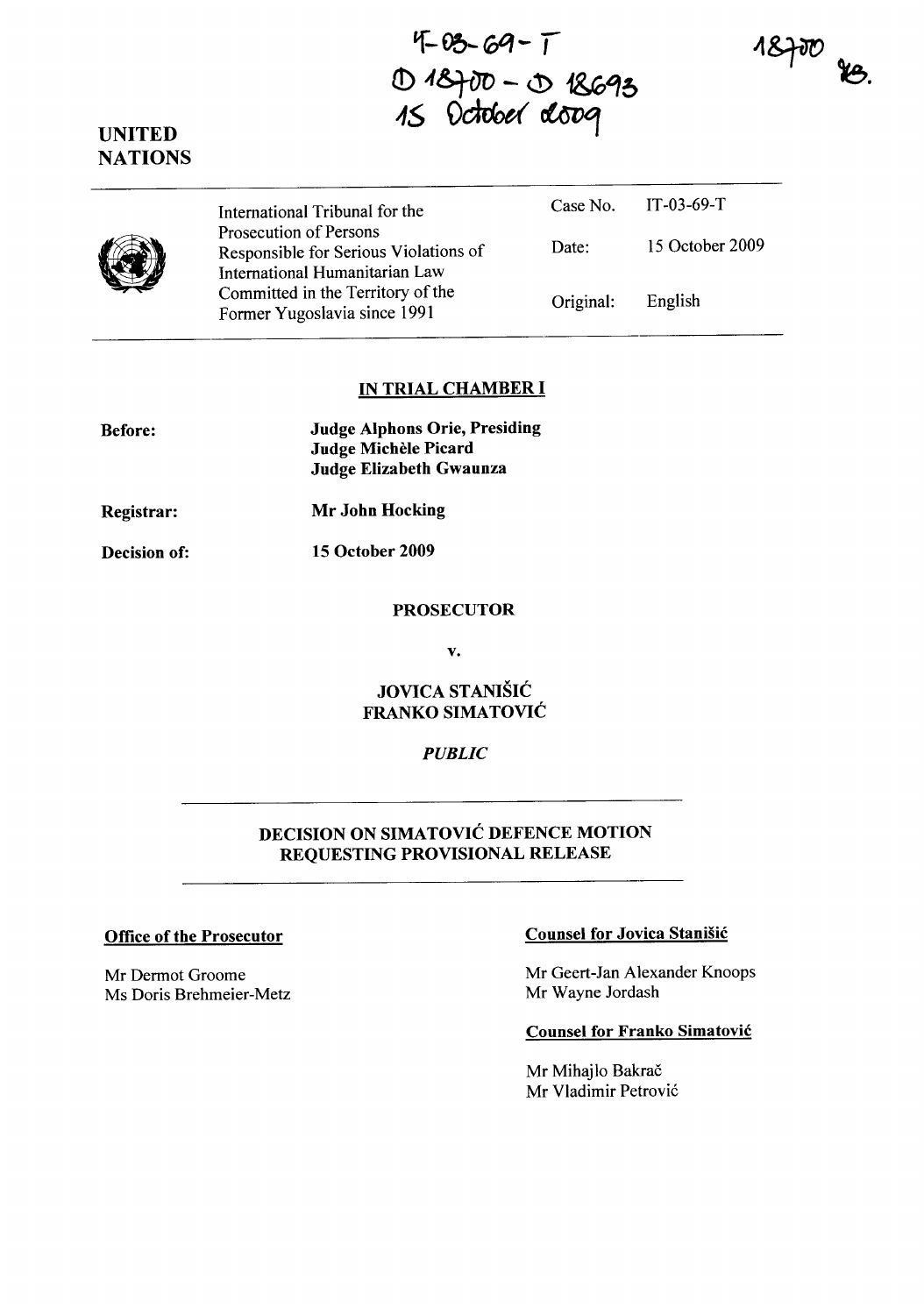IT-03-69-T
D 18700 - D 18693
15 October 2009

18700 TB.

UNITED NATIONS

| International Tribunal for the Prosecution of Persons Responsible for Serious Violations of International Humanitarian Law Committed in the Territory of the Former Yugoslavia since 1991 | Case No. | IT-03-69-T |
|---|---|---|
| | Date: | 15 October 2009 |
| | Original: | English |

## IN TRIAL CHAMBER I

**Before:** **Judge Alphons Orie, Presiding**
**Judge Michèle Picard**
**Judge Elizabeth Gwaunza**

**Registrar:** **Mr John Hocking**

**Decision of:** **15 October 2009**

**PROSECUTOR**

**v.**

**JOVICA STANIŠIĆ**
**FRANKO SIMATOVIĆ**

*PUBLIC*

## DECISION ON SIMATOVIĆ DEFENCE MOTION REQUESTING PROVISIONAL RELEASE

**Office of the Prosecutor**

Mr Dermot Groome
Ms Doris Brehmeier-Metz

**Counsel for Jovica Stanišić**

Mr Geert-Jan Alexander Knoops
Mr Wayne Jordash

**Counsel for Franko Simatović**

Mr Mihajlo Bakrač
Mr Vladimir Petrović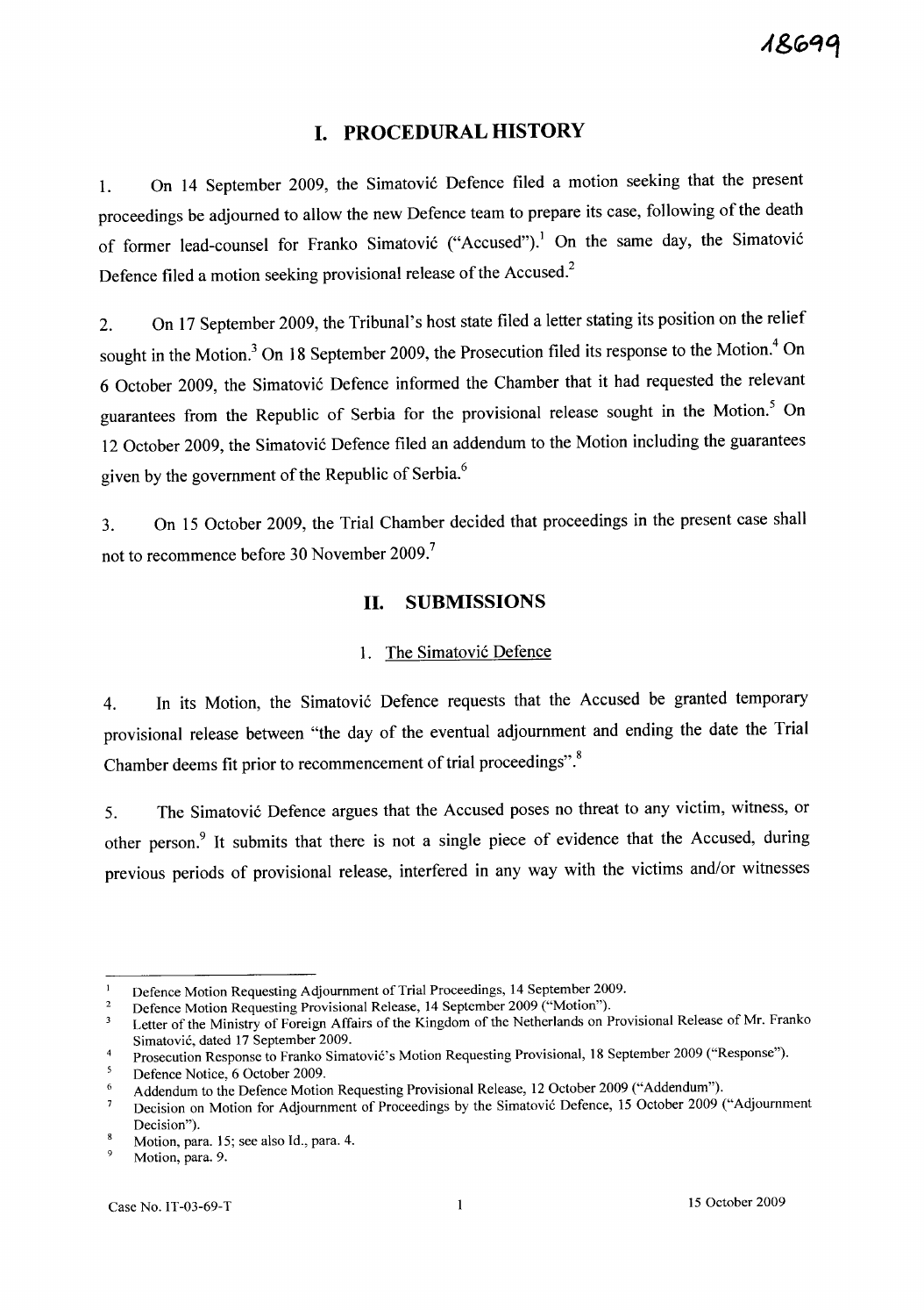# I. PROCEDURAL HISTORY

1. On 14 September 2009, the Simatović Defence filed a motion seeking that the present proceedings be adjourned to allow the new Defence team to prepare its case, following of the death of former lead-counsel for Franko Simatović ("Accused").[1] On the same day, the Simatović Defence filed a motion seeking provisional release of the Accused.[2]

2. On 17 September 2009, the Tribunal's host state filed a letter stating its position on the relief sought in the Motion.[3] On 18 September 2009, the Prosecution filed its response to the Motion.[4] On 6 October 2009, the Simatović Defence informed the Chamber that it had requested the relevant guarantees from the Republic of Serbia for the provisional release sought in the Motion.[5] On 12 October 2009, the Simatović Defence filed an addendum to the Motion including the guarantees given by the government of the Republic of Serbia.[6]

3. On 15 October 2009, the Trial Chamber decided that proceedings in the present case shall not to recommence before 30 November 2009.[7]

# II. SUBMISSIONS

## 1. The Simatović Defence

4. In its Motion, the Simatović Defence requests that the Accused be granted temporary provisional release between "the day of the eventual adjournment and ending the date the Trial Chamber deems fit prior to recommencement of trial proceedings".[8]

5. The Simatović Defence argues that the Accused poses no threat to any victim, witness, or other person.[9] It submits that there is not a single piece of evidence that the Accused, during previous periods of provisional release, interfered in any way with the victims and/or witnesses

---

[1] Defence Motion Requesting Adjournment of Trial Proceedings, 14 September 2009.

[2] Defence Motion Requesting Provisional Release, 14 September 2009 ("Motion").

[3] Letter of the Ministry of Foreign Affairs of the Kingdom of the Netherlands on Provisional Release of Mr. Franko Simatović, dated 17 September 2009.

[4] Prosecution Response to Franko Simatović's Motion Requesting Provisional, 18 September 2009 ("Response").

[5] Defence Notice, 6 October 2009.

[6] Addendum to the Defence Motion Requesting Provisional Release, 12 October 2009 ("Addendum").

[7] Decision on Motion for Adjournment of Proceedings by the Simatović Defence, 15 October 2009 ("Adjournment Decision").

[8] Motion, para. 15; see also Id., para. 4.

[9] Motion, para. 9.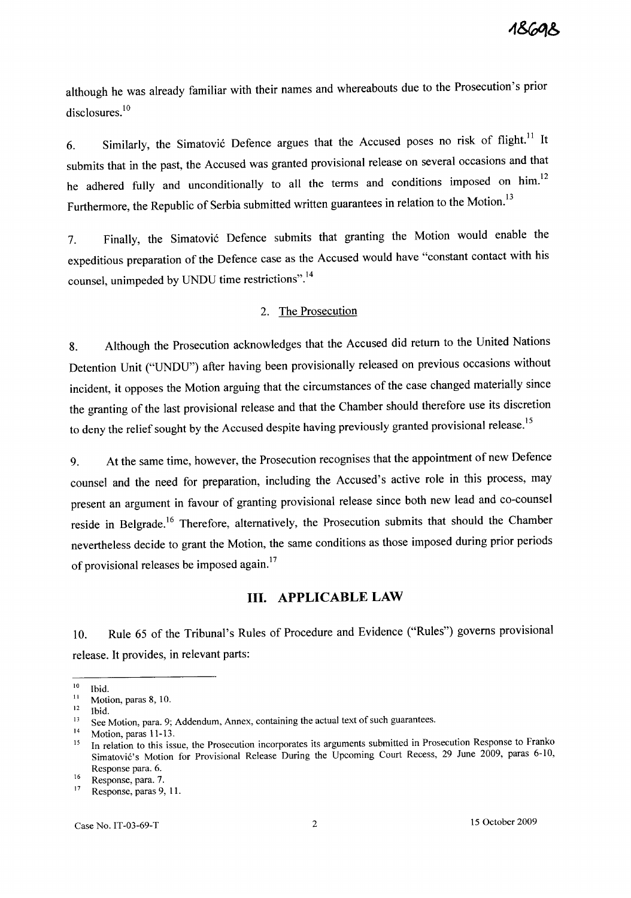although he was already familiar with their names and whereabouts due to the Prosecution's prior disclosures.[10]

6. Similarly, the Simatović Defence argues that the Accused poses no risk of flight.[11] It submits that in the past, the Accused was granted provisional release on several occasions and that he adhered fully and unconditionally to all the terms and conditions imposed on him.[12] Furthermore, the Republic of Serbia submitted written guarantees in relation to the Motion.[13]

7. Finally, the Simatović Defence submits that granting the Motion would enable the expeditious preparation of the Defence case as the Accused would have "constant contact with his counsel, unimpeded by UNDU time restrictions".[14]

### 2. The Prosecution

8. Although the Prosecution acknowledges that the Accused did return to the United Nations Detention Unit ("UNDU") after having been provisionally released on previous occasions without incident, it opposes the Motion arguing that the circumstances of the case changed materially since the granting of the last provisional release and that the Chamber should therefore use its discretion to deny the relief sought by the Accused despite having previously granted provisional release.[15]

9. At the same time, however, the Prosecution recognises that the appointment of new Defence counsel and the need for preparation, including the Accused's active role in this process, may present an argument in favour of granting provisional release since both new lead and co-counsel reside in Belgrade.[16] Therefore, alternatively, the Prosecution submits that should the Chamber nevertheless decide to grant the Motion, the same conditions as those imposed during prior periods of provisional releases be imposed again.[17]

## III. APPLICABLE LAW

10. Rule 65 of the Tribunal's Rules of Procedure and Evidence ("Rules") governs provisional release. It provides, in relevant parts:

---

[10] Ibid.
[11] Motion, paras 8, 10.
[12] Ibid.
[13] See Motion, para. 9; Addendum, Annex, containing the actual text of such guarantees.
[14] Motion, paras 11-13.
[15] In relation to this issue, the Prosecution incorporates its arguments submitted in Prosecution Response to Franko Simatović's Motion for Provisional Release During the Upcoming Court Recess, 29 June 2009, paras 6-10, Response para. 6.
[16] Response, para. 7.
[17] Response, paras 9, 11.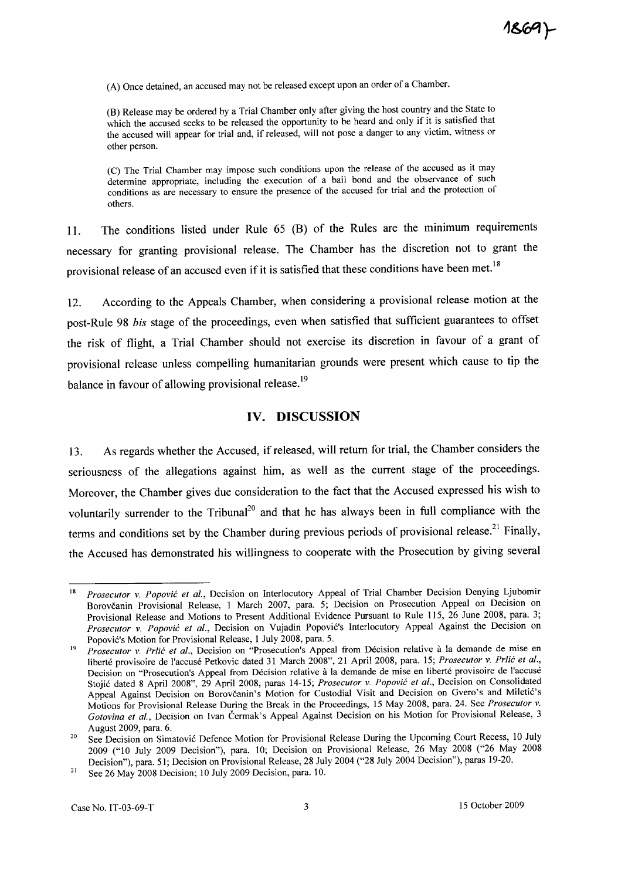(A) Once detained, an accused may not be released except upon an order of a Chamber.

(B) Release may be ordered by a Trial Chamber only after giving the host country and the State to which the accused seeks to be released the opportunity to be heard and only if it is satisfied that the accused will appear for trial and, if released, will not pose a danger to any victim, witness or other person.

(C) The Trial Chamber may impose such conditions upon the release of the accused as it may determine appropriate, including the execution of a bail bond and the observance of such conditions as are necessary to ensure the presence of the accused for trial and the protection of others.

11. The conditions listed under Rule 65 (B) of the Rules are the minimum requirements necessary for granting provisional release. The Chamber has the discretion not to grant the provisional release of an accused even if it is satisfied that these conditions have been met.[18]

12. According to the Appeals Chamber, when considering a provisional release motion at the post-Rule 98 *bis* stage of the proceedings, even when satisfied that sufficient guarantees to offset the risk of flight, a Trial Chamber should not exercise its discretion in favour of a grant of provisional release unless compelling humanitarian grounds were present which cause to tip the balance in favour of allowing provisional release.[19]

## IV. DISCUSSION

13. As regards whether the Accused, if released, will return for trial, the Chamber considers the seriousness of the allegations against him, as well as the current stage of the proceedings. Moreover, the Chamber gives due consideration to the fact that the Accused expressed his wish to voluntarily surrender to the Tribunal[20] and that he has always been in full compliance with the terms and conditions set by the Chamber during previous periods of provisional release.[21] Finally, the Accused has demonstrated his willingness to cooperate with the Prosecution by giving several

---

[18] *Prosecutor v. Popović et al.*, Decision on Interlocutory Appeal of Trial Chamber Decision Denying Ljubomir Borovčanin Provisional Release, 1 March 2007, para. 5; Decision on Prosecution Appeal on Decision on Provisional Release and Motions to Present Additional Evidence Pursuant to Rule 115, 26 June 2008, para. 3; *Prosecutor v. Popović et al.*, Decision on Vujadin Popović's Interlocutory Appeal Against the Decision on Popović's Motion for Provisional Release, 1 July 2008, para. 5.

[19] *Prosecutor v. Prlić et al.*, Decision on "Prosecution's Appeal from Décision relative à la demande de mise en liberté provisoire de l'accusé Petkovic dated 31 March 2008", 21 April 2008, para. 15; *Prosecutor v. Prlić et al.*, Decision on "Prosecution's Appeal from Décision relative à la demande de mise en liberté provisoire de l'accusé Stojić dated 8 April 2008", 29 April 2008, paras 14-15; *Prosecutor v. Popović et al.*, Decision on Consolidated Appeal Against Decision on Borovčanin's Motion for Custodial Visit and Decision on Gvero's and Miletić's Motions for Provisional Release During the Break in the Proceedings, 15 May 2008, para. 24. See *Prosecutor v. Gotovina et al.*, Decision on Ivan Čermak's Appeal Against Decision on his Motion for Provisional Release, 3 August 2009, para. 6.

[20] See Decision on Simatović Defence Motion for Provisional Release During the Upcoming Court Recess, 10 July 2009 ("10 July 2009 Decision"), para. 10; Decision on Provisional Release, 26 May 2008 ("26 May 2008 Decision"), para. 51; Decision on Provisional Release, 28 July 2004 ("28 July 2004 Decision"), paras 19-20.

[21] See 26 May 2008 Decision; 10 July 2009 Decision, para. 10.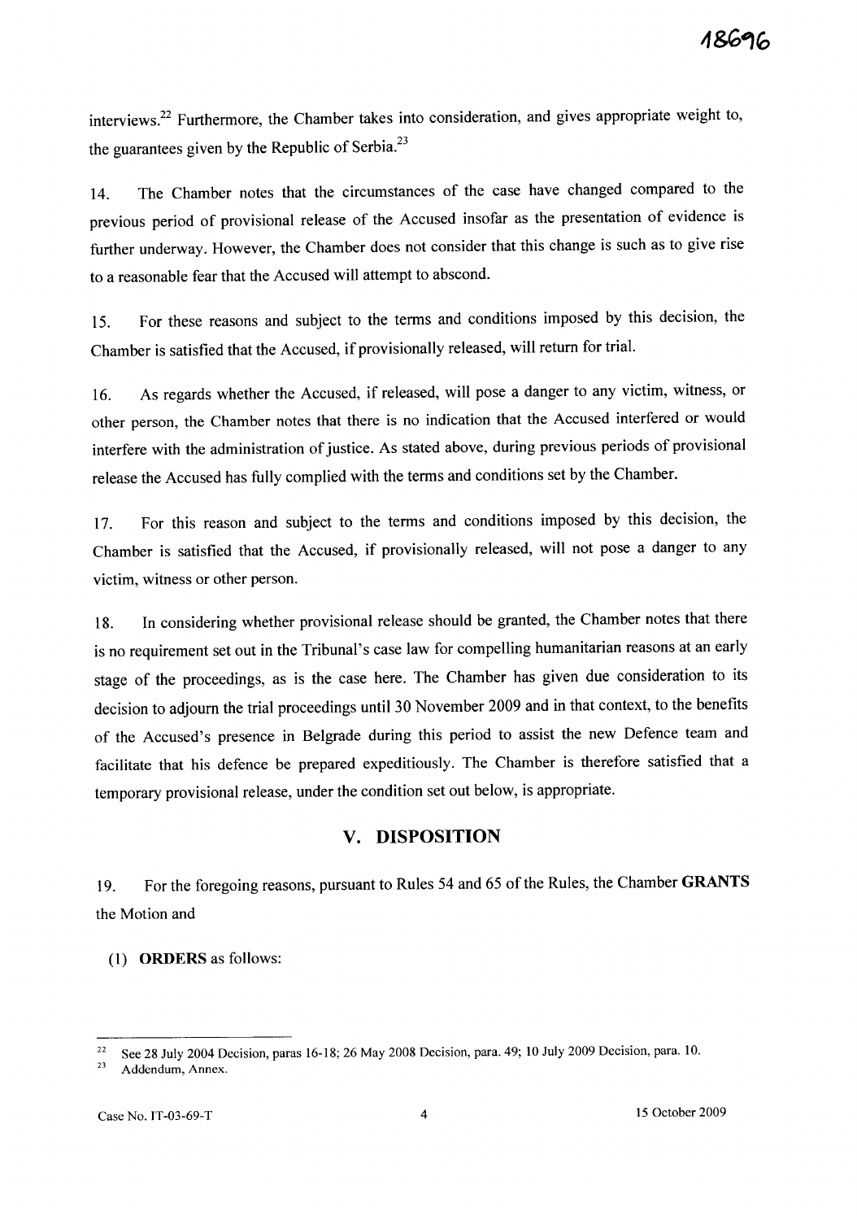interviews.[22] Furthermore, the Chamber takes into consideration, and gives appropriate weight to, the guarantees given by the Republic of Serbia.[23]

14. The Chamber notes that the circumstances of the case have changed compared to the previous period of provisional release of the Accused insofar as the presentation of evidence is further underway. However, the Chamber does not consider that this change is such as to give rise to a reasonable fear that the Accused will attempt to abscond.

15. For these reasons and subject to the terms and conditions imposed by this decision, the Chamber is satisfied that the Accused, if provisionally released, will return for trial.

16. As regards whether the Accused, if released, will pose a danger to any victim, witness, or other person, the Chamber notes that there is no indication that the Accused interfered or would interfere with the administration of justice. As stated above, during previous periods of provisional release the Accused has fully complied with the terms and conditions set by the Chamber.

17. For this reason and subject to the terms and conditions imposed by this decision, the Chamber is satisfied that the Accused, if provisionally released, will not pose a danger to any victim, witness or other person.

18. In considering whether provisional release should be granted, the Chamber notes that there is no requirement set out in the Tribunal's case law for compelling humanitarian reasons at an early stage of the proceedings, as is the case here. The Chamber has given due consideration to its decision to adjourn the trial proceedings until 30 November 2009 and in that context, to the benefits of the Accused's presence in Belgrade during this period to assist the new Defence team and facilitate that his defence be prepared expeditiously. The Chamber is therefore satisfied that a temporary provisional release, under the condition set out below, is appropriate.

## V. DISPOSITION

19. For the foregoing reasons, pursuant to Rules 54 and 65 of the Rules, the Chamber **GRANTS** the Motion and

(1) **ORDERS** as follows:

---

[22] See 28 July 2004 Decision, paras 16-18; 26 May 2008 Decision, para. 49; 10 July 2009 Decision, para. 10.

[23] Addendum, Annex.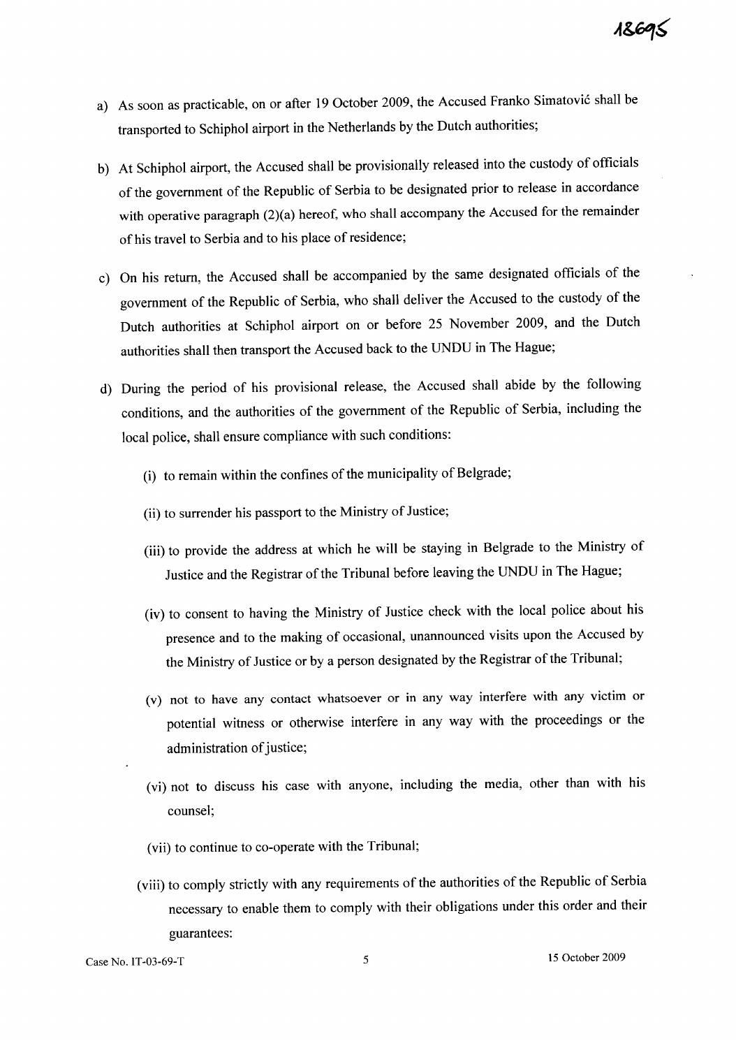a) As soon as practicable, on or after 19 October 2009, the Accused Franko Simatović shall be transported to Schiphol airport in the Netherlands by the Dutch authorities;

b) At Schiphol airport, the Accused shall be provisionally released into the custody of officials of the government of the Republic of Serbia to be designated prior to release in accordance with operative paragraph (2)(a) hereof, who shall accompany the Accused for the remainder of his travel to Serbia and to his place of residence;

c) On his return, the Accused shall be accompanied by the same designated officials of the government of the Republic of Serbia, who shall deliver the Accused to the custody of the Dutch authorities at Schiphol airport on or before 25 November 2009, and the Dutch authorities shall then transport the Accused back to the UNDU in The Hague;

d) During the period of his provisional release, the Accused shall abide by the following conditions, and the authorities of the government of the Republic of Serbia, including the local police, shall ensure compliance with such conditions:

   (i) to remain within the confines of the municipality of Belgrade;

   (ii) to surrender his passport to the Ministry of Justice;

   (iii) to provide the address at which he will be staying in Belgrade to the Ministry of Justice and the Registrar of the Tribunal before leaving the UNDU in The Hague;

   (iv) to consent to having the Ministry of Justice check with the local police about his presence and to the making of occasional, unannounced visits upon the Accused by the Ministry of Justice or by a person designated by the Registrar of the Tribunal;

   (v) not to have any contact whatsoever or in any way interfere with any victim or potential witness or otherwise interfere in any way with the proceedings or the administration of justice;

   (vi) not to discuss his case with anyone, including the media, other than with his counsel;

   (vii) to continue to co-operate with the Tribunal;

   (viii) to comply strictly with any requirements of the authorities of the Republic of Serbia necessary to enable them to comply with their obligations under this order and their guarantees: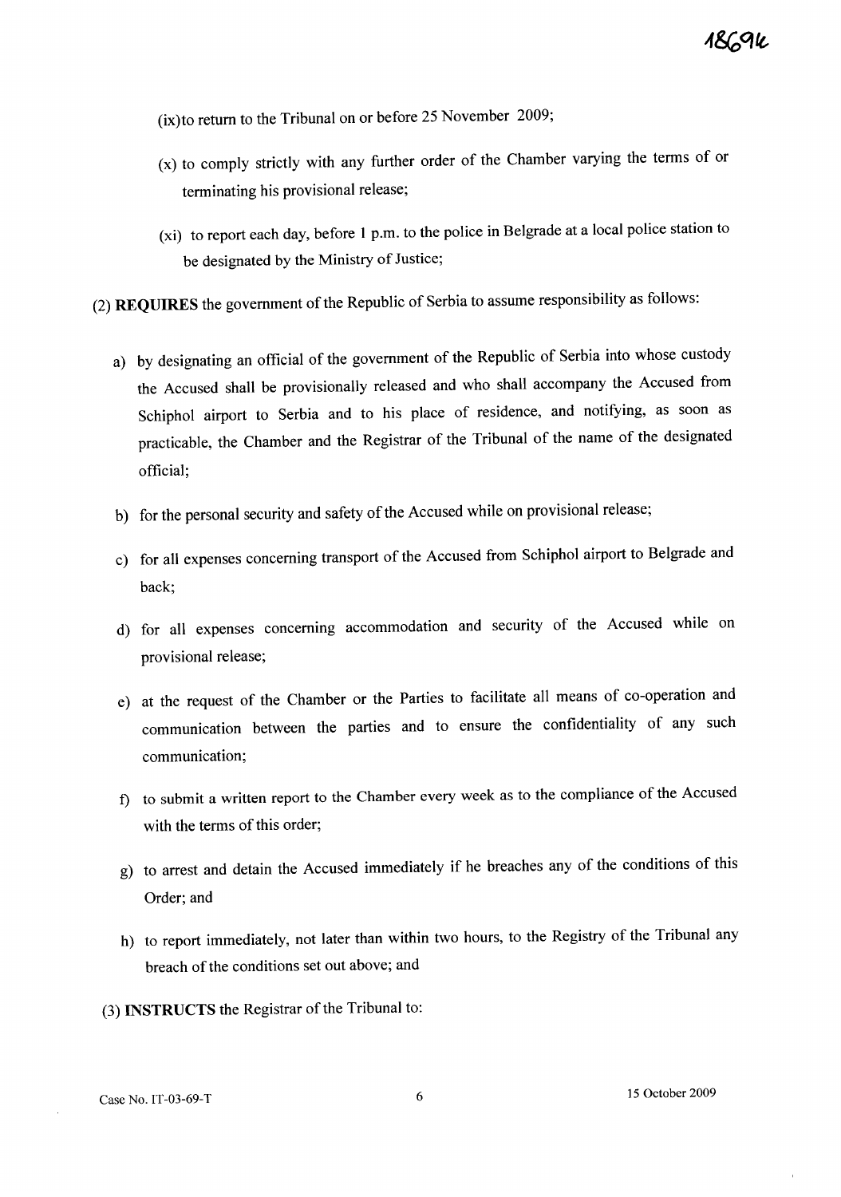(ix)to return to the Tribunal on or before 25 November 2009;

(x) to comply strictly with any further order of the Chamber varying the terms of or terminating his provisional release;

(xi) to report each day, before 1 p.m. to the police in Belgrade at a local police station to be designated by the Ministry of Justice;

(2) **REQUIRES** the government of the Republic of Serbia to assume responsibility as follows:

a) by designating an official of the government of the Republic of Serbia into whose custody the Accused shall be provisionally released and who shall accompany the Accused from Schiphol airport to Serbia and to his place of residence, and notifying, as soon as practicable, the Chamber and the Registrar of the Tribunal of the name of the designated official;

b) for the personal security and safety of the Accused while on provisional release;

c) for all expenses concerning transport of the Accused from Schiphol airport to Belgrade and back;

d) for all expenses concerning accommodation and security of the Accused while on provisional release;

e) at the request of the Chamber or the Parties to facilitate all means of co-operation and communication between the parties and to ensure the confidentiality of any such communication;

f) to submit a written report to the Chamber every week as to the compliance of the Accused with the terms of this order;

g) to arrest and detain the Accused immediately if he breaches any of the conditions of this Order; and

h) to report immediately, not later than within two hours, to the Registry of the Tribunal any breach of the conditions set out above; and

(3) **INSTRUCTS** the Registrar of the Tribunal to: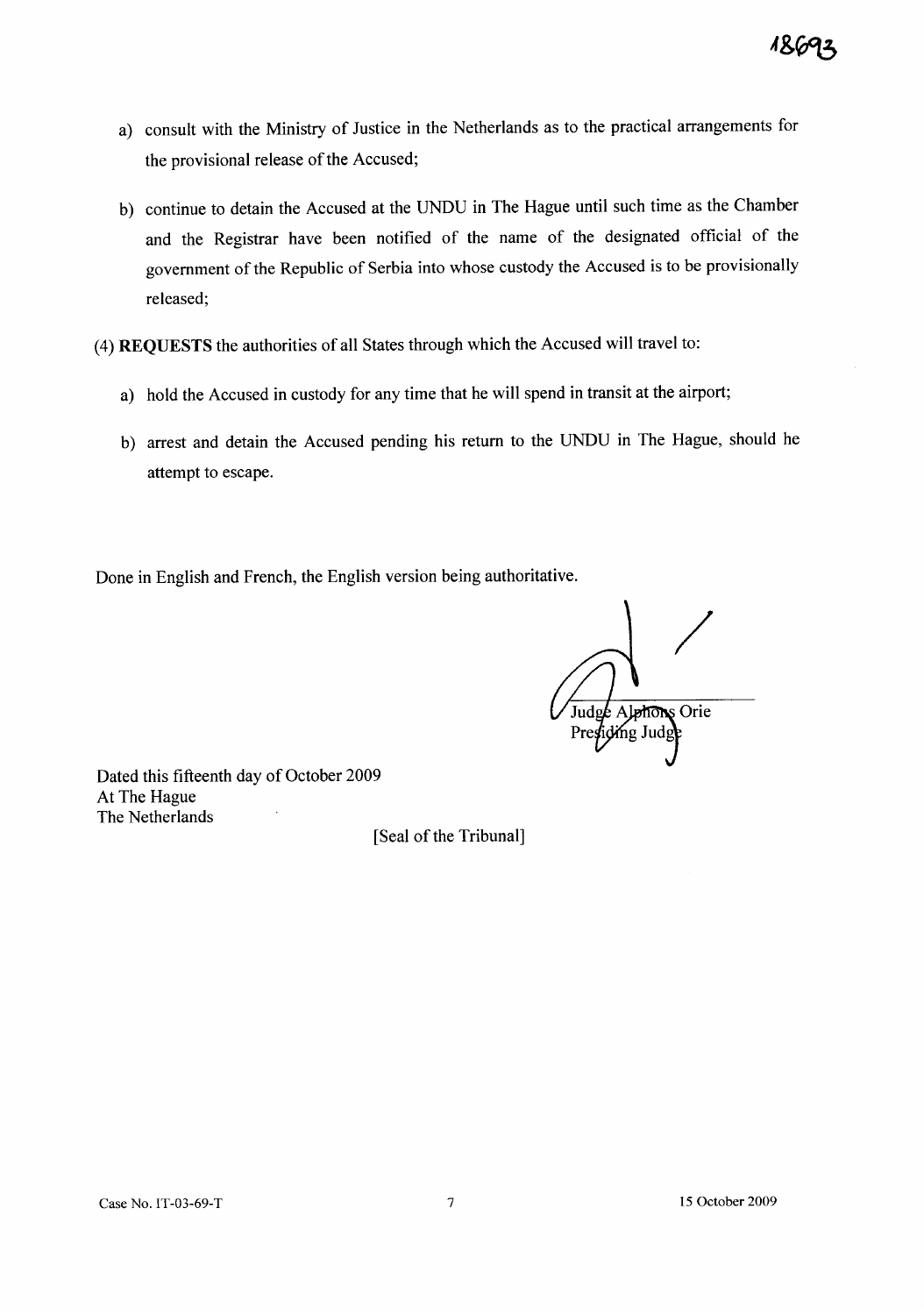a) consult with the Ministry of Justice in the Netherlands as to the practical arrangements for the provisional release of the Accused;

b) continue to detain the Accused at the UNDU in The Hague until such time as the Chamber and the Registrar have been notified of the name of the designated official of the government of the Republic of Serbia into whose custody the Accused is to be provisionally released;

(4) **REQUESTS** the authorities of all States through which the Accused will travel to:

a) hold the Accused in custody for any time that he will spend in transit at the airport;

b) arrest and detain the Accused pending his return to the UNDU in The Hague, should he attempt to escape.

Done in English and French, the English version being authoritative.

Judge Alphons Orie
Presiding Judge

Dated this fifteenth day of October 2009
At The Hague
The Netherlands

[Seal of the Tribunal]